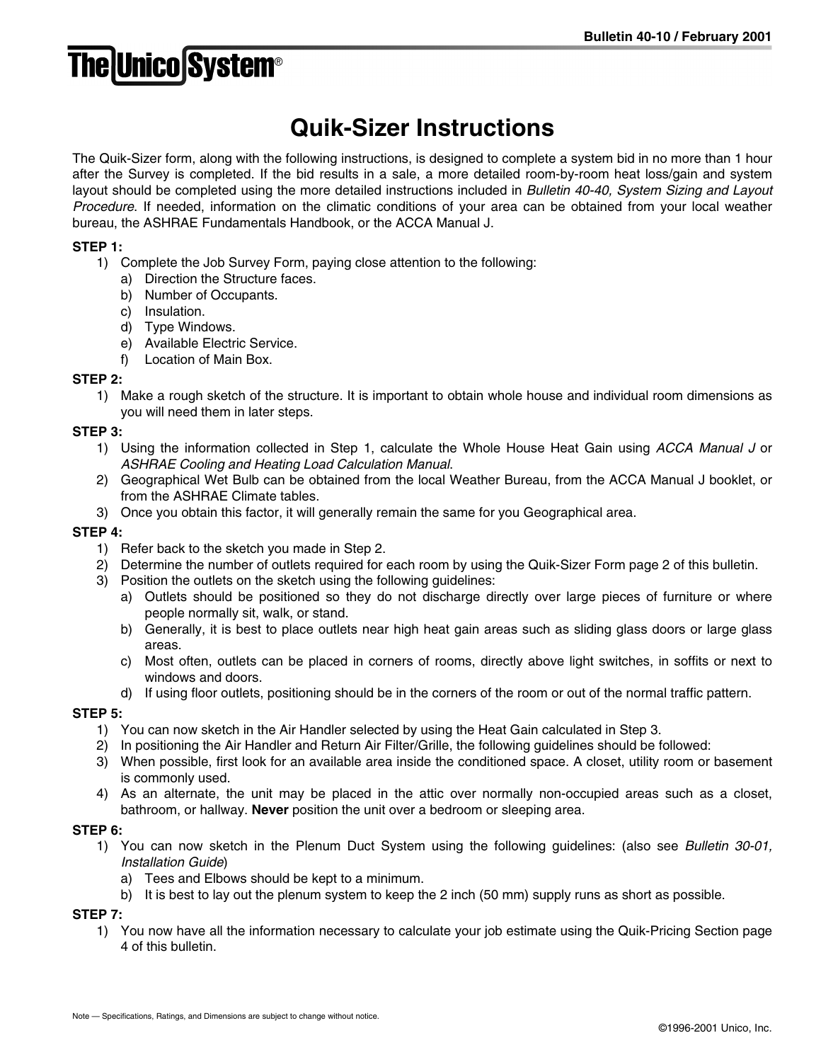# Quik-Sizer Instructions

The Quik-Sizer form, along with the following instructions, is designed to complete a system bid in no more than 1 hour after the Survey is completed. If the bid results in a sale, a more detailed room-by-room heat loss/gain and system layout should be completed using the more detailed instructions included in *Bulletin 40-40, System Sizing and Layout Procedure*. If needed, information on the climatic conditions of your area can be obtained from your local weather bureau, the ASHRAE Fundamentals Handbook, or the ACCA Manual J.

**STEP 1:**

1) Complete the Job Survey Form, paying close attention to the following:
   a) Direction the Structure faces.
   b) Number of Occupants.
   c) Insulation.
   d) Type Windows.
   e) Available Electric Service.
   f) Location of Main Box.

**STEP 2:**

1) Make a rough sketch of the structure. It is important to obtain whole house and individual room dimensions as you will need them in later steps.

**STEP 3:**

1) Using the information collected in Step 1, calculate the Whole House Heat Gain using *ACCA Manual J* or *ASHRAE Cooling and Heating Load Calculation Manual*.
2) Geographical Wet Bulb can be obtained from the local Weather Bureau, from the ACCA Manual J booklet, or from the ASHRAE Climate tables.
3) Once you obtain this factor, it will generally remain the same for you Geographical area.

**STEP 4:**

1) Refer back to the sketch you made in Step 2.
2) Determine the number of outlets required for each room by using the Quik-Sizer Form page 2 of this bulletin.
3) Position the outlets on the sketch using the following guidelines:
   a) Outlets should be positioned so they do not discharge directly over large pieces of furniture or where people normally sit, walk, or stand.
   b) Generally, it is best to place outlets near high heat gain areas such as sliding glass doors or large glass areas.
   c) Most often, outlets can be placed in corners of rooms, directly above light switches, in soffits or next to windows and doors.
   d) If using floor outlets, positioning should be in the corners of the room or out of the normal traffic pattern.

**STEP 5:**

1) You can now sketch in the Air Handler selected by using the Heat Gain calculated in Step 3.
2) In positioning the Air Handler and Return Air Filter/Grille, the following guidelines should be followed:
3) When possible, first look for an available area inside the conditioned space. A closet, utility room or basement is commonly used.
4) As an alternate, the unit may be placed in the attic over normally non-occupied areas such as a closet, bathroom, or hallway. **Never** position the unit over a bedroom or sleeping area.

**STEP 6:**

1) You can now sketch in the Plenum Duct System using the following guidelines: (also see *Bulletin 30-01, Installation Guide*)
   a) Tees and Elbows should be kept to a minimum.
   b) It is best to lay out the plenum system to keep the 2 inch (50 mm) supply runs as short as possible.

**STEP 7:**

1) You now have all the information necessary to calculate your job estimate using the Quik-Pricing Section page 4 of this bulletin.

Note — Specifications, Ratings, and Dimensions are subject to change without notice.

©1996-2001 Unico, Inc.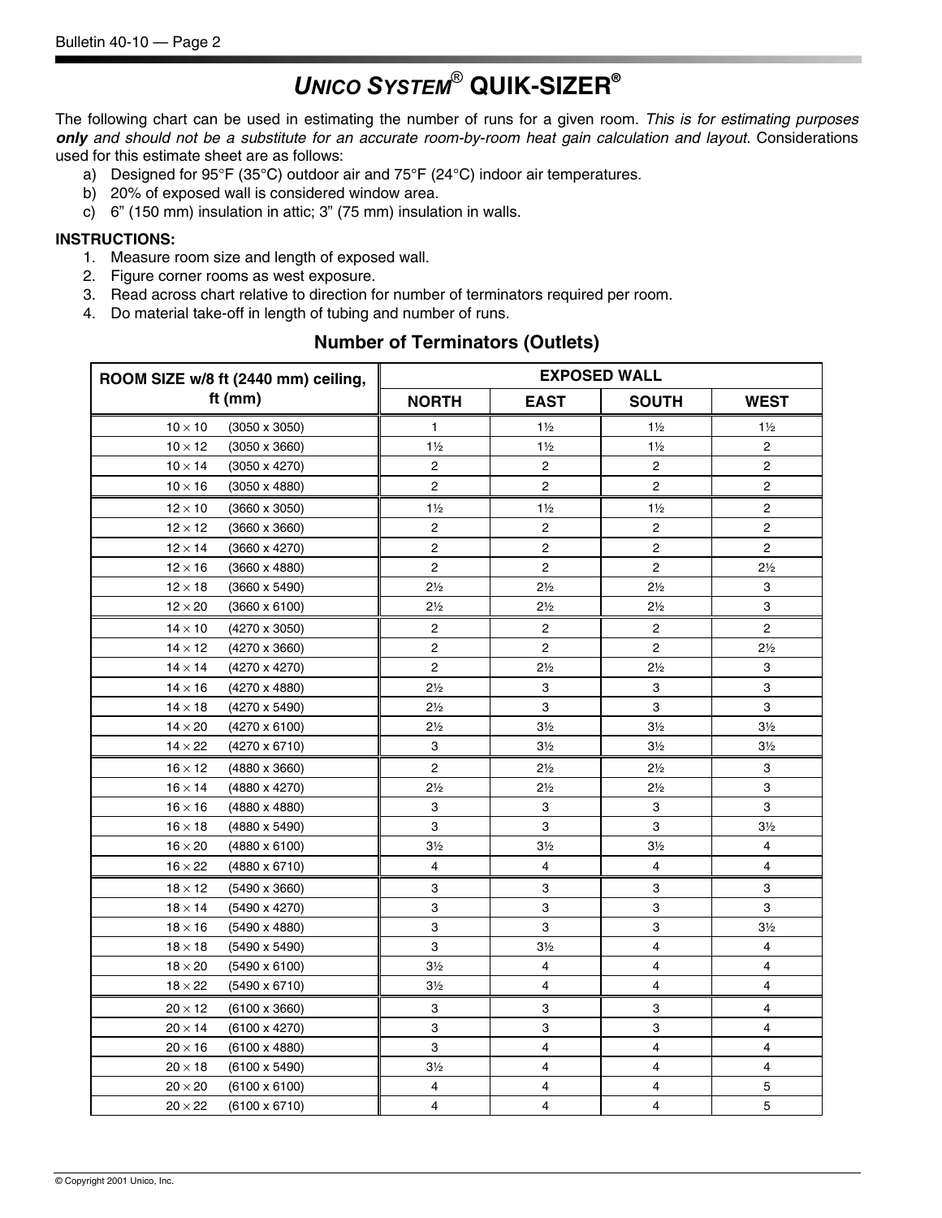# *UNICO SYSTEM*® QUIK-SIZER®

The following chart can be used in estimating the number of runs for a given room. *This is for estimating purposes **only** and should not be a substitute for an accurate room-by-room heat gain calculation and layout.* Considerations used for this estimate sheet are as follows:

a) Designed for 95°F (35°C) outdoor air and 75°F (24°C) indoor air temperatures.
b) 20% of exposed wall is considered window area.
c) 6" (150 mm) insulation in attic; 3" (75 mm) insulation in walls.

**INSTRUCTIONS:**

1. Measure room size and length of exposed wall.
2. Figure corner rooms as west exposure.
3. Read across chart relative to direction for number of terminators required per room.
4. Do material take-off in length of tubing and number of runs.

## Number of Terminators (Outlets)

| ROOM SIZE w/8 ft (2440 mm) ceiling, ft (mm) | EXPOSED WALL | | | |
|---|---|---|---|---|
| | NORTH | EAST | SOUTH | WEST |
| 10 × 10 (3050 x 3050) | 1 | 1½ | 1½ | 1½ |
| 10 × 12 (3050 x 3660) | 1½ | 1½ | 1½ | 2 |
| 10 × 14 (3050 x 4270) | 2 | 2 | 2 | 2 |
| 10 × 16 (3050 x 4880) | 2 | 2 | 2 | 2 |
| 12 × 10 (3660 x 3050) | 1½ | 1½ | 1½ | 2 |
| 12 × 12 (3660 x 3660) | 2 | 2 | 2 | 2 |
| 12 × 14 (3660 x 4270) | 2 | 2 | 2 | 2 |
| 12 × 16 (3660 x 4880) | 2 | 2 | 2 | 2½ |
| 12 × 18 (3660 x 5490) | 2½ | 2½ | 2½ | 3 |
| 12 × 20 (3660 x 6100) | 2½ | 2½ | 2½ | 3 |
| 14 × 10 (4270 x 3050) | 2 | 2 | 2 | 2 |
| 14 × 12 (4270 x 3660) | 2 | 2 | 2 | 2½ |
| 14 × 14 (4270 x 4270) | 2 | 2½ | 2½ | 3 |
| 14 × 16 (4270 x 4880) | 2½ | 3 | 3 | 3 |
| 14 × 18 (4270 x 5490) | 2½ | 3 | 3 | 3 |
| 14 × 20 (4270 x 6100) | 2½ | 3½ | 3½ | 3½ |
| 14 × 22 (4270 x 6710) | 3 | 3½ | 3½ | 3½ |
| 16 × 12 (4880 x 3660) | 2 | 2½ | 2½ | 3 |
| 16 × 14 (4880 x 4270) | 2½ | 2½ | 2½ | 3 |
| 16 × 16 (4880 x 4880) | 3 | 3 | 3 | 3 |
| 16 × 18 (4880 x 5490) | 3 | 3 | 3 | 3½ |
| 16 × 20 (4880 x 6100) | 3½ | 3½ | 3½ | 4 |
| 16 × 22 (4880 x 6710) | 4 | 4 | 4 | 4 |
| 18 × 12 (5490 x 3660) | 3 | 3 | 3 | 3 |
| 18 × 14 (5490 x 4270) | 3 | 3 | 3 | 3 |
| 18 × 16 (5490 x 4880) | 3 | 3 | 3 | 3½ |
| 18 × 18 (5490 x 5490) | 3 | 3½ | 4 | 4 |
| 18 × 20 (5490 x 6100) | 3½ | 4 | 4 | 4 |
| 18 × 22 (5490 x 6710) | 3½ | 4 | 4 | 4 |
| 20 × 12 (6100 x 3660) | 3 | 3 | 3 | 4 |
| 20 × 14 (6100 x 4270) | 3 | 3 | 3 | 4 |
| 20 × 16 (6100 x 4880) | 3 | 4 | 4 | 4 |
| 20 × 18 (6100 x 5490) | 3½ | 4 | 4 | 4 |
| 20 × 20 (6100 x 6100) | 4 | 4 | 4 | 5 |
| 20 × 22 (6100 x 6710) | 4 | 4 | 4 | 5 |

© Copyright 2001 Unico, Inc.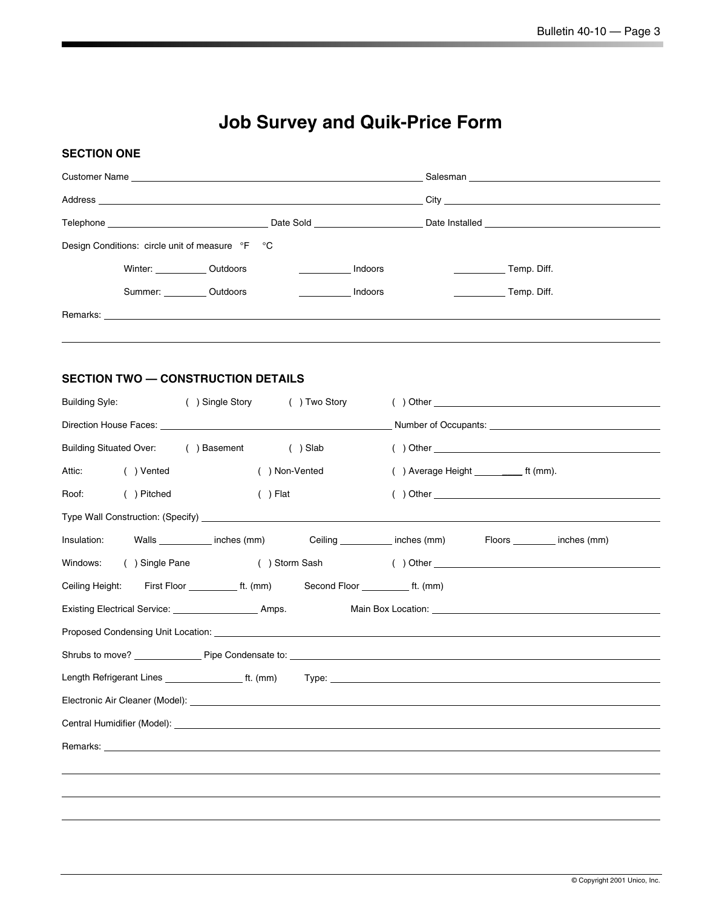# Job Survey and Quik-Price Form

## SECTION ONE

Customer Name ____________________ Salesman ____________________

Address ____________________ City ____________________

Telephone ____________________ Date Sold ____________________ Date Installed ____________________

Design Conditions: circle unit of measure °F °C

Winter: __________ Outdoors __________ Indoors __________ Temp. Diff.

Summer: __________ Outdoors __________ Indoors __________ Temp. Diff.

Remarks: ____________________

## SECTION TWO — CONSTRUCTION DETAILS

Building Syle: ( ) Single Story ( ) Two Story ( ) Other ____________________

Direction House Faces: ____________________ Number of Occupants: ____________________

Building Situated Over: ( ) Basement ( ) Slab ( ) Other ____________________

Attic: ( ) Vented ( ) Non-Vented ( ) Average Height __________ ft (mm).

Roof: ( ) Pitched ( ) Flat ( ) Other ____________________

Type Wall Construction: (Specify) ____________________

Insulation: Walls __________ inches (mm) Ceiling __________ inches (mm) Floors __________ inches (mm)

Windows: ( ) Single Pane ( ) Storm Sash ( ) Other ____________________

Ceiling Height: First Floor __________ ft. (mm) Second Floor __________ ft. (mm)

Existing Electrical Service: __________ Amps. Main Box Location: ____________________

Proposed Condensing Unit Location: ____________________

Shrubs to move? __________ Pipe Condensate to: ____________________

Length Refrigerant Lines __________ ft. (mm) Type: ____________________

Electronic Air Cleaner (Model): ____________________

Central Humidifier (Model): ____________________

Remarks: ____________________

© Copyright 2001 Unico, Inc.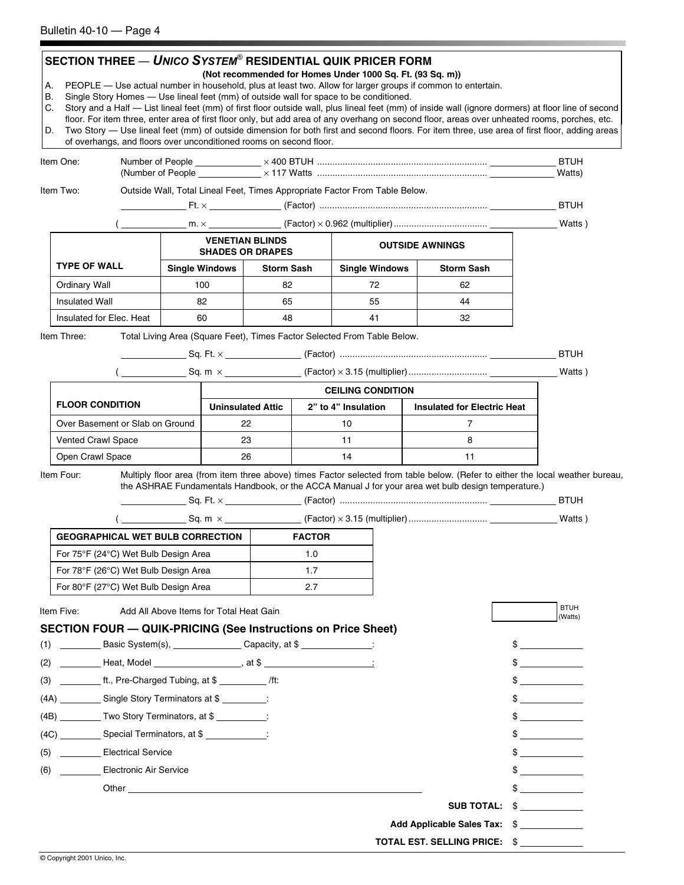## SECTION THREE — *UNICO SYSTEM*® RESIDENTIAL QUIK PRICER FORM

**(Not recommended for Homes Under 1000 Sq. Ft. (93 Sq. m))**

A. PEOPLE — Use actual number in household, plus at least two. Allow for larger groups if common to entertain.

B. Single Story Homes — Use lineal feet (mm) of outside wall for space to be conditioned.

C. Story and a Half — List lineal feet (mm) of first floor outside wall, plus lineal feet (mm) of inside wall (ignore dormers) at floor line of second floor. For item three, enter area of first floor only, but add area of any overhang on second floor, areas over unheated rooms, porches, etc.

D. Two Story — Use lineal feet (mm) of outside dimension for both first and second floors. For item three, use area of first floor, adding areas of overhangs, and floors over unconditioned rooms on second floor.

Item One: Number of People ____________ × 400 BTUH .................................................................. ____________ BTUH
(Number of People ____________ × 117 Watts .................................................................. ____________ Watts)

Item Two: Outside Wall, Total Lineal Feet, Times Appropriate Factor From Table Below.

____________ Ft. × ______________ (Factor) ................................................................. ____________ BTUH

( ____________ m. × ______________ (Factor) × 0.962 (multiplier) .................................... ____________ Watts )

| | VENETIAN BLINDS SHADES OR DRAPES | | OUTSIDE AWNINGS | |
|---|---|---|---|---|
| **TYPE OF WALL** | **Single Windows** | **Storm Sash** | **Single Windows** | **Storm Sash** |
| Ordinary Wall | 100 | 82 | 72 | 62 |
| Insulated Wall | 82 | 65 | 55 | 44 |
| Insulated for Elec. Heat | 60 | 48 | 41 | 32 |

Item Three: Total Living Area (Square Feet), Times Factor Selected From Table Below.

____________ Sq. Ft. × ______________ (Factor) ......................................................... ____________ BTUH

( ____________ Sq. m × ______________ (Factor) × 3.15 (multiplier) .............................. ____________ Watts )

| | CEILING CONDITION | | |
|---|---|---|---|
| **FLOOR CONDITION** | **Uninsulated Attic** | **2" to 4" Insulation** | **Insulated for Electric Heat** |
| Over Basement or Slab on Ground | 22 | 10 | 7 |
| Vented Crawl Space | 23 | 11 | 8 |
| Open Crawl Space | 26 | 14 | 11 |

Item Four: Multiply floor area (from item three above) times Factor selected from table below. (Refer to either the local weather bureau, the ASHRAE Fundamentals Handbook, or the ACCA Manual J for your area wet bulb design temperature.)

____________ Sq. Ft. × ______________ (Factor) ......................................................... ____________ BTUH

( ____________ Sq. m × ______________ (Factor) × 3.15 (multiplier) .............................. ____________ Watts )

| GEOGRAPHICAL WET BULB CORRECTION | FACTOR |
|---|---|
| For 75°F (24°C) Wet Bulb Design Area | 1.0 |
| For 78°F (26°C) Wet Bulb Design Area | 1.7 |
| For 80°F (27°C) Wet Bulb Design Area | 2.7 |

Item Five: Add All Above Items for Total Heat Gain ____________ BTUH (Watts)

## SECTION FOUR — QUIK-PRICING (See Instructions on Price Sheet)

(1) ________ Basic System(s), ____________ Capacity, at $ ____________: $ ____________

(2) ________ Heat, Model ______________, at $ ____________________: $ ____________

(3) ________ ft., Pre-Charged Tubing, at $ ________ /ft: $ ____________

(4A) ________ Single Story Terminators at $ ________: $ ____________

(4B) ________ Two Story Terminators, at $ ________: $ ____________

(4C) ________ Special Terminators, at $ __________: $ ____________

(5) ________ Electrical Service $ ____________

(6) ________ Electronic Air Service $ ____________

Other ______________________________________________ $ ____________

**SUB TOTAL:** $ ____________

**Add Applicable Sales Tax:** $ ____________

**TOTAL EST. SELLING PRICE:** $ ____________

© Copyright 2001 Unico, Inc.